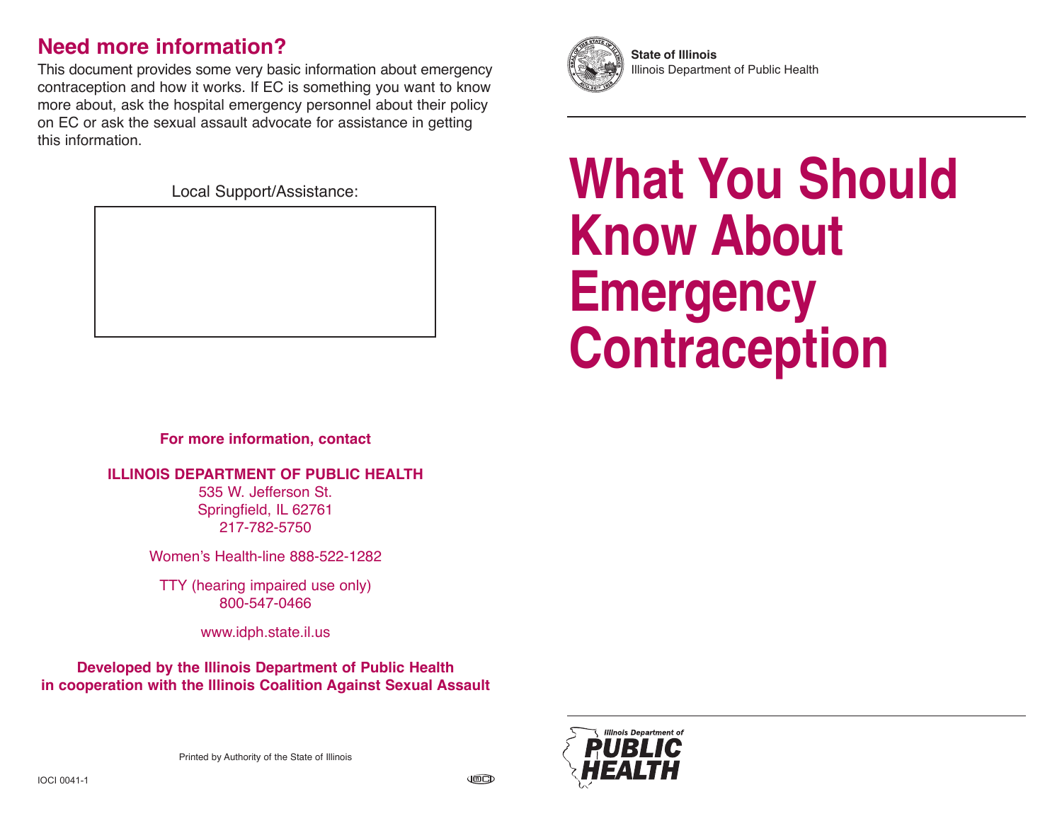## Need more information?

This document provides some very basic information about emergency contraception and how it works. If EC is something you want to know more about, ask the hospital emergency personnel about their policy on EC or ask the sexual assault advocate for assistance in getting this information.

Local Support/Assistance:

**For more information, contact**

**ILLINOIS DEPARTMENT OF PUBLIC HEALTH**
535 W. Jefferson St.
Springfield, IL 62761
217-782-5750

Women's Health-line 888-522-1282

TTY (hearing impaired use only)
800-547-0466

www.idph.state.il.us

**Developed by the Illinois Department of Public Health in cooperation with the Illinois Coalition Against Sexual Assault**

Printed by Authority of the State of Illinois

IOCI 0041-1

**State of Illinois**
Illinois Department of Public Health

# What You Should Know About Emergency Contraception

Illinois Department of PUBLIC HEALTH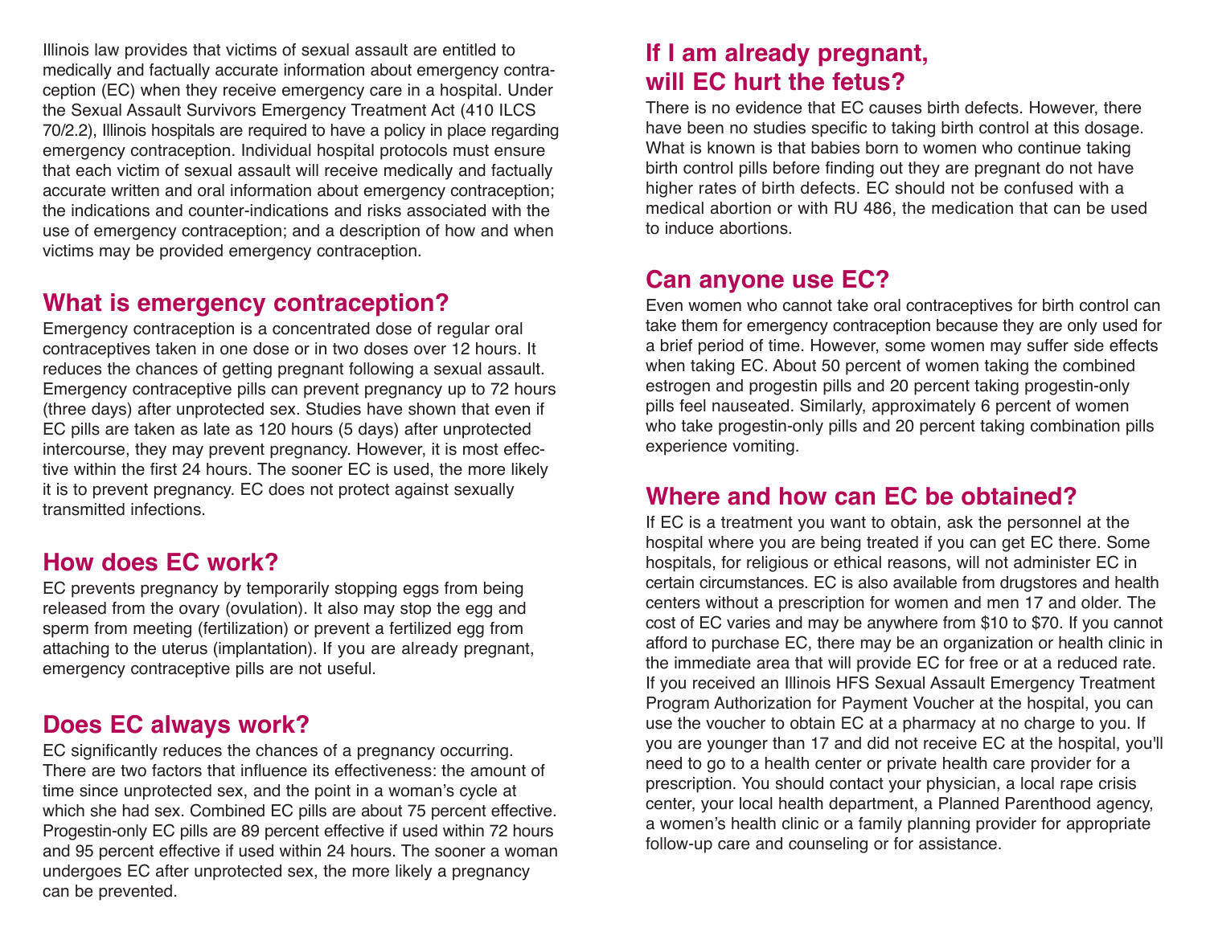Illinois law provides that victims of sexual assault are entitled to medically and factually accurate information about emergency contraception (EC) when they receive emergency care in a hospital. Under the Sexual Assault Survivors Emergency Treatment Act (410 ILCS 70/2.2), Illinois hospitals are required to have a policy in place regarding emergency contraception. Individual hospital protocols must ensure that each victim of sexual assault will receive medically and factually accurate written and oral information about emergency contraception; the indications and counter-indications and risks associated with the use of emergency contraception; and a description of how and when victims may be provided emergency contraception.

## What is emergency contraception?

Emergency contraception is a concentrated dose of regular oral contraceptives taken in one dose or in two doses over 12 hours. It reduces the chances of getting pregnant following a sexual assault. Emergency contraceptive pills can prevent pregnancy up to 72 hours (three days) after unprotected sex. Studies have shown that even if EC pills are taken as late as 120 hours (5 days) after unprotected intercourse, they may prevent pregnancy. However, it is most effective within the first 24 hours. The sooner EC is used, the more likely it is to prevent pregnancy. EC does not protect against sexually transmitted infections.

## How does EC work?

EC prevents pregnancy by temporarily stopping eggs from being released from the ovary (ovulation). It also may stop the egg and sperm from meeting (fertilization) or prevent a fertilized egg from attaching to the uterus (implantation). If you are already pregnant, emergency contraceptive pills are not useful.

## Does EC always work?

EC significantly reduces the chances of a pregnancy occurring. There are two factors that influence its effectiveness: the amount of time since unprotected sex, and the point in a woman's cycle at which she had sex. Combined EC pills are about 75 percent effective. Progestin-only EC pills are 89 percent effective if used within 72 hours and 95 percent effective if used within 24 hours. The sooner a woman undergoes EC after unprotected sex, the more likely a pregnancy can be prevented.

## If I am already pregnant, will EC hurt the fetus?

There is no evidence that EC causes birth defects. However, there have been no studies specific to taking birth control at this dosage. What is known is that babies born to women who continue taking birth control pills before finding out they are pregnant do not have higher rates of birth defects. EC should not be confused with a medical abortion or with RU 486, the medication that can be used to induce abortions.

## Can anyone use EC?

Even women who cannot take oral contraceptives for birth control can take them for emergency contraception because they are only used for a brief period of time. However, some women may suffer side effects when taking EC. About 50 percent of women taking the combined estrogen and progestin pills and 20 percent taking progestin-only pills feel nauseated. Similarly, approximately 6 percent of women who take progestin-only pills and 20 percent taking combination pills experience vomiting.

## Where and how can EC be obtained?

If EC is a treatment you want to obtain, ask the personnel at the hospital where you are being treated if you can get EC there. Some hospitals, for religious or ethical reasons, will not administer EC in certain circumstances. EC is also available from drugstores and health centers without a prescription for women and men 17 and older. The cost of EC varies and may be anywhere from $10 to $70. If you cannot afford to purchase EC, there may be an organization or health clinic in the immediate area that will provide EC for free or at a reduced rate. If you received an Illinois HFS Sexual Assault Emergency Treatment Program Authorization for Payment Voucher at the hospital, you can use the voucher to obtain EC at a pharmacy at no charge to you. If you are younger than 17 and did not receive EC at the hospital, you'll need to go to a health center or private health care provider for a prescription. You should contact your physician, a local rape crisis center, your local health department, a Planned Parenthood agency, a women's health clinic or a family planning provider for appropriate follow-up care and counseling or for assistance.